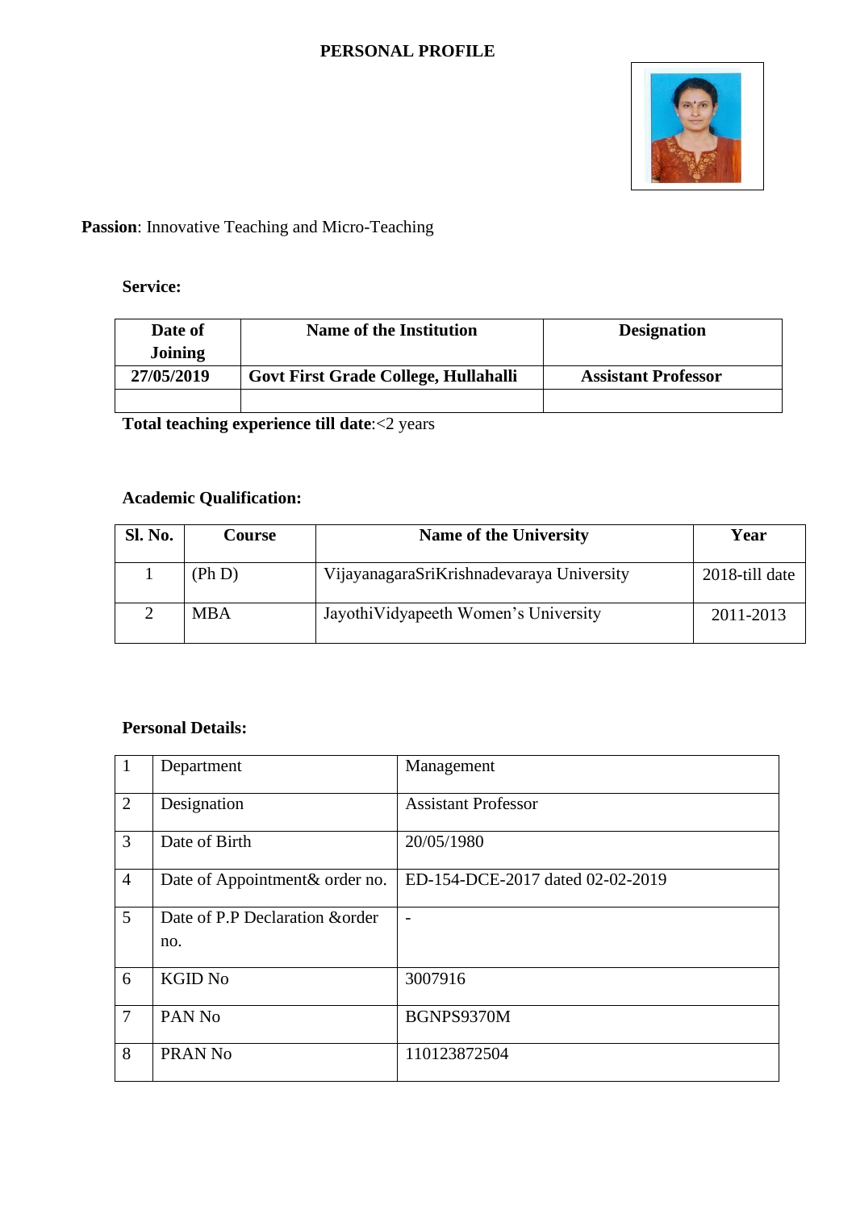# PERSONAL PROFILE

**Passion**: Innovative Teaching and Micro-Teaching

**Service:**

| Date of Joining | Name of the Institution | Designation |
|---|---|---|
| 27/05/2019 | Govt First Grade College, Hullahalli | Assistant Professor |
| | | |

**Total teaching experience till date**:<2 years

**Academic Qualification:**

| Sl. No. | Course | Name of the University | Year |
|---|---|---|---|
| 1 | (Ph D) | VijayanagaraSriKrishnadevaraya University | 2018-till date |
| 2 | MBA | JayothiVidyapeeth Women's University | 2011-2013 |

**Personal Details:**

| | | |
|---|---|---|
| 1 | Department | Management |
| 2 | Designation | Assistant Professor |
| 3 | Date of Birth | 20/05/1980 |
| 4 | Date of Appointment& order no. | ED-154-DCE-2017 dated 02-02-2019 |
| 5 | Date of P.P Declaration &order no. | - |
| 6 | KGID No | 3007916 |
| 7 | PAN No | BGNPS9370M |
| 8 | PRAN No | 110123872504 |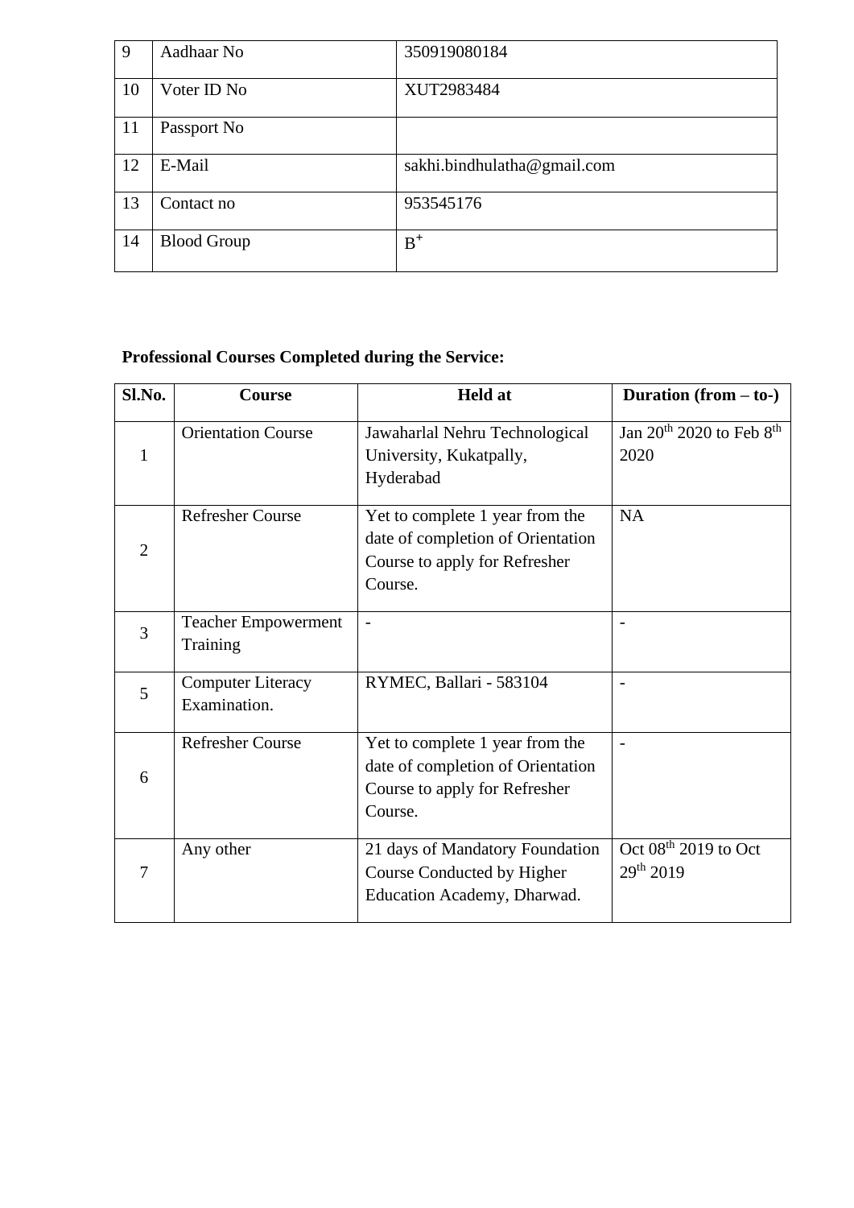| 9 | Aadhaar No | 350919080184 |
|---|---|---|
| 10 | Voter ID No | XUT2983484 |
| 11 | Passport No | |
| 12 | E-Mail | sakhi.bindhulatha@gmail.com |
| 13 | Contact no | 953545176 |
| 14 | Blood Group | $B^+$ |

**Professional Courses Completed during the Service:**

| Sl.No. | Course | Held at | Duration (from – to-) |
|---|---|---|---|
| 1 | Orientation Course | Jawaharlal Nehru Technological University, Kukatpally, Hyderabad | Jan $20^{th}$ 2020 to Feb $8^{th}$ 2020 |
| 2 | Refresher Course | Yet to complete 1 year from the date of completion of Orientation Course to apply for Refresher Course. | NA |
| 3 | Teacher Empowerment Training | - | - |
| 5 | Computer Literacy Examination. | RYMEC, Ballari - 583104 | - |
| 6 | Refresher Course | Yet to complete 1 year from the date of completion of Orientation Course to apply for Refresher Course. | - |
| 7 | Any other | 21 days of Mandatory Foundation Course Conducted by Higher Education Academy, Dharwad. | Oct $08^{th}$ 2019 to Oct $29^{th}$ 2019 |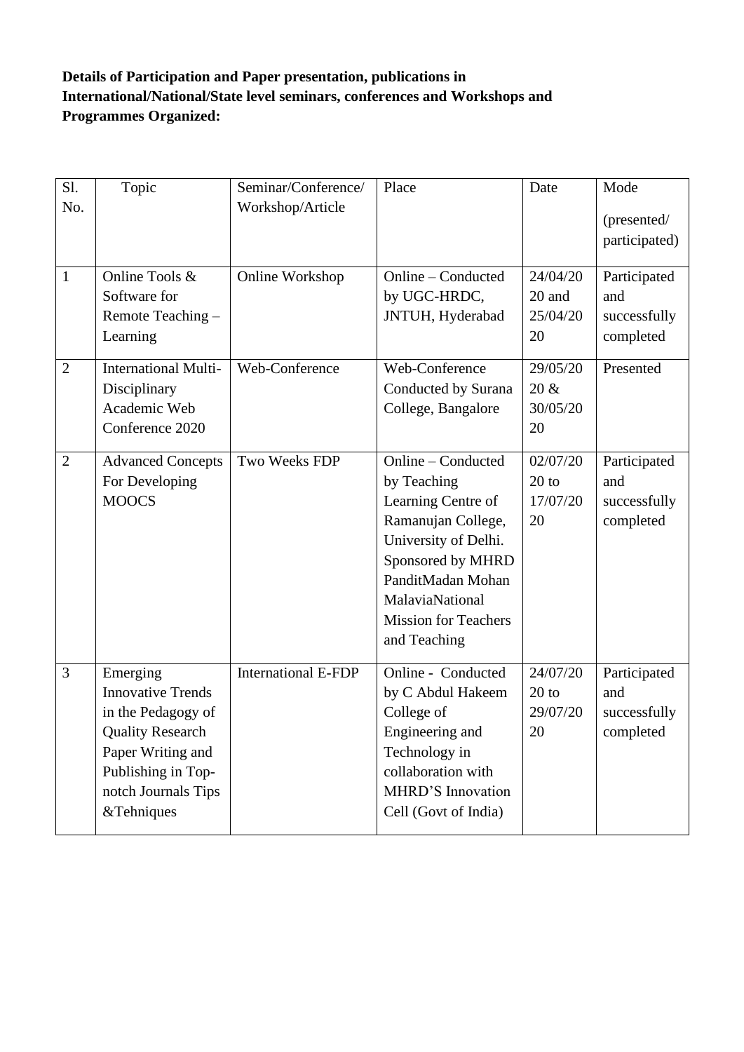**Details of Participation and Paper presentation, publications in International/National/State level seminars, conferences and Workshops and Programmes Organized:**

| Sl. No. | Topic | Seminar/Conference/ Workshop/Article | Place | Date | Mode (presented/ participated) |
|---|---|---|---|---|---|
| 1 | Online Tools & Software for Remote Teaching – Learning | Online Workshop | Online – Conducted by UGC-HRDC, JNTUH, Hyderabad | 24/04/2020 and 25/04/2020 | Participated and successfully completed |
| 2 | International Multi-Disciplinary Academic Web Conference 2020 | Web-Conference | Web-Conference Conducted by Surana College, Bangalore | 29/05/2020 & 30/05/2020 | Presented |
| 2 | Advanced Concepts For Developing MOOCS | Two Weeks FDP | Online – Conducted by Teaching Learning Centre of Ramanujan College, University of Delhi. Sponsored by MHRD PanditMadan Mohan MalaviaNational Mission for Teachers and Teaching | 02/07/2020 to 17/07/2020 | Participated and successfully completed |
| 3 | Emerging Innovative Trends in the Pedagogy of Quality Research Paper Writing and Publishing in Top-notch Journals Tips &Tehniques | International E-FDP | Online - Conducted by C Abdul Hakeem College of Engineering and Technology in collaboration with MHRD'S Innovation Cell (Govt of India) | 24/07/2020 to 29/07/2020 | Participated and successfully completed |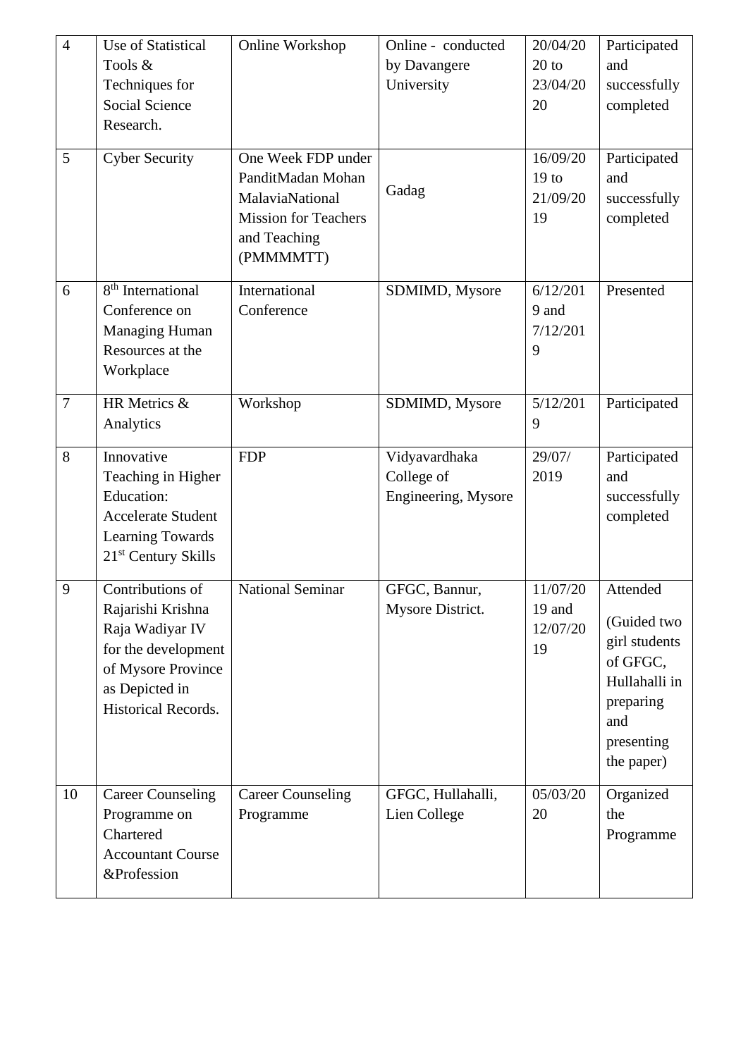| 4 | Use of Statistical Tools & Techniques for Social Science Research. | Online Workshop | Online - conducted by Davangere University | 20/04/2020 to 23/04/2020 | Participated and successfully completed |
|---|---|---|---|---|---|
| 5 | Cyber Security | One Week FDP under PanditMadan Mohan MalaviaNational Mission for Teachers and Teaching (PMMMMTT) | Gadag | 16/09/2019 to 21/09/2019 | Participated and successfully completed |
| 6 | 8th International Conference on Managing Human Resources at the Workplace | International Conference | SDMIMD, Mysore | 6/12/2019 and 7/12/2019 | Presented |
| 7 | HR Metrics & Analytics | Workshop | SDMIMD, Mysore | 5/12/2019 | Participated |
| 8 | Innovative Teaching in Higher Education: Accelerate Student Learning Towards 21st Century Skills | FDP | Vidyavardhaka College of Engineering, Mysore | 29/07/2019 | Participated and successfully completed |
| 9 | Contributions of Rajarishi Krishna Raja Wadiyar IV for the development of Mysore Province as Depicted in Historical Records. | National Seminar | GFGC, Bannur, Mysore District. | 11/07/2019 and 12/07/2019 | Attended (Guided two girl students of GFGC, Hullahalli in preparing and presenting the paper) |
| 10 | Career Counseling Programme on Chartered Accountant Course &Profession | Career Counseling Programme | GFGC, Hullahalli, Lien College | 05/03/2020 | Organized the Programme |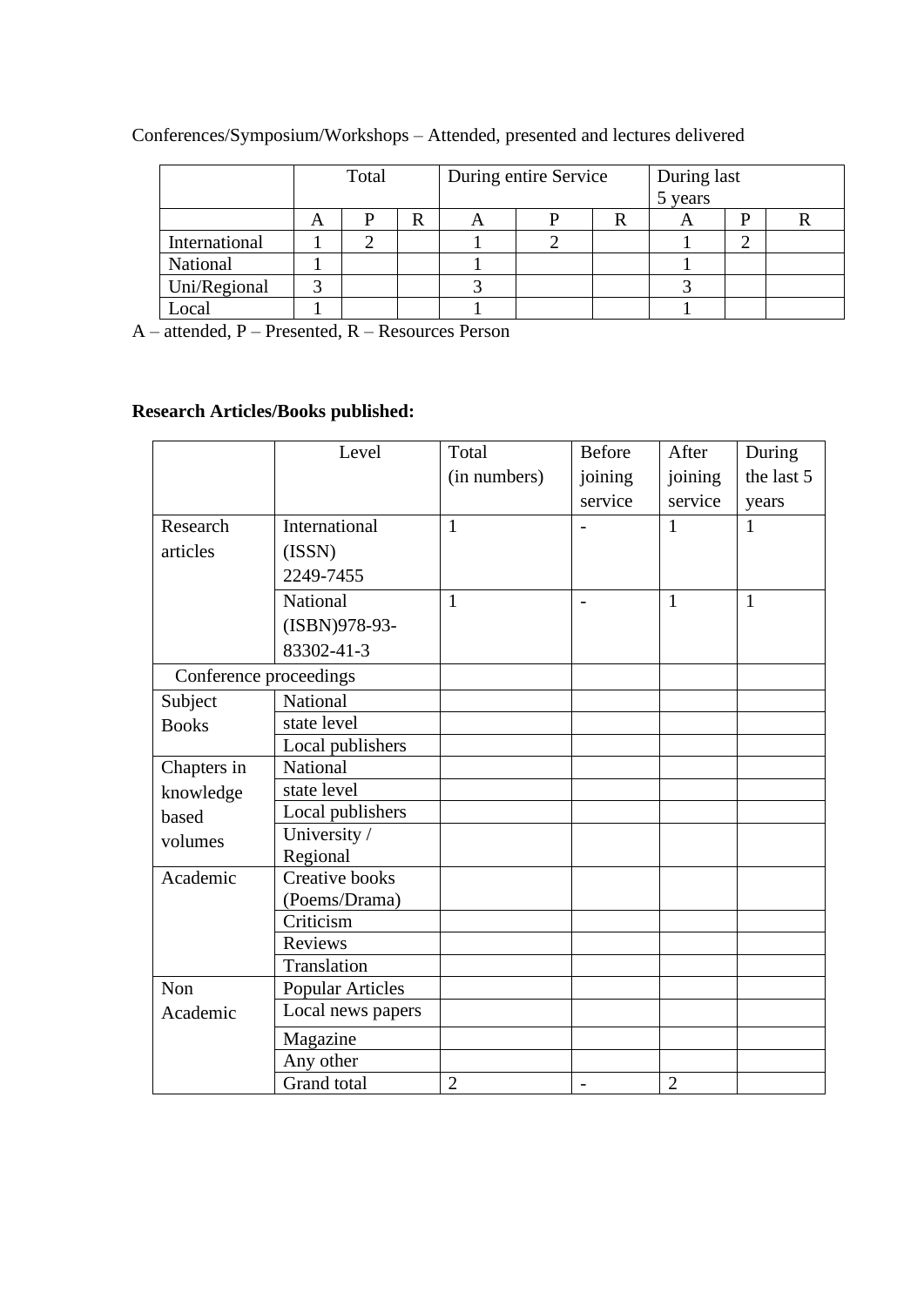Conferences/Symposium/Workshops – Attended, presented and lectures delivered

| | Total | | | During entire Service | | | During last 5 years | | |
|---|---|---|---|---|---|---|---|---|---|
| | A | P | R | A | P | R | A | P | R |
| International | 1 | 2 | | 1 | 2 | | 1 | 2 | |
| National | 1 | | | 1 | | | 1 | | |
| Uni/Regional | 3 | | | 3 | | | 3 | | |
| Local | 1 | | | 1 | | | 1 | | |

A – attended, P – Presented, R – Resources Person

**Research Articles/Books published:**

| | Level | Total (in numbers) | Before joining service | After joining service | During the last 5 years |
|---|---|---|---|---|---|
| Research articles | International (ISSN) 2249-7455 | 1 | - | 1 | 1 |
| | National (ISBN)978-93-83302-41-3 | 1 | - | 1 | 1 |
| Conference proceedings | | | | | |
| Subject Books | National | | | | |
| | state level | | | | |
| | Local publishers | | | | |
| Chapters in knowledge based volumes | National | | | | |
| | state level | | | | |
| | Local publishers | | | | |
| | University / Regional | | | | |
| Academic | Creative books (Poems/Drama) | | | | |
| | Criticism | | | | |
| | Reviews | | | | |
| | Translation | | | | |
| Non Academic | Popular Articles | | | | |
| | Local news papers | | | | |
| | Magazine | | | | |
| | Any other | | | | |
| | Grand total | 2 | - | 2 | |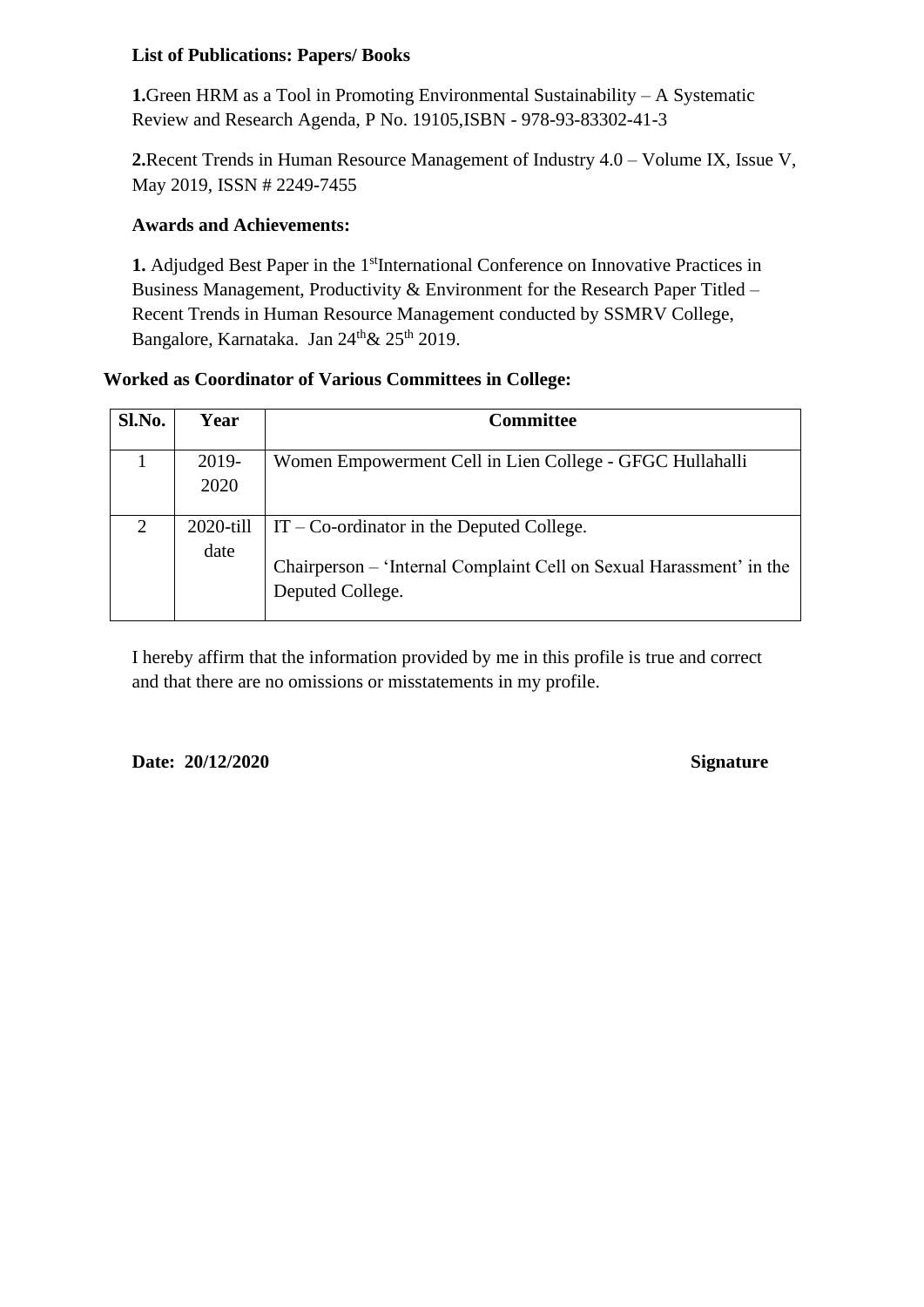**List of Publications: Papers/ Books**

**1.**Green HRM as a Tool in Promoting Environmental Sustainability – A Systematic Review and Research Agenda, P No. 19105,ISBN - 978-93-83302-41-3

**2.**Recent Trends in Human Resource Management of Industry 4.0 – Volume IX, Issue V, May 2019, ISSN # 2249-7455

**Awards and Achievements:**

**1.** Adjudged Best Paper in the 1st International Conference on Innovative Practices in Business Management, Productivity & Environment for the Research Paper Titled – Recent Trends in Human Resource Management conducted by SSMRV College, Bangalore, Karnataka. Jan 24th & 25th 2019.

**Worked as Coordinator of Various Committees in College:**

| Sl.No. | Year | Committee |
|---|---|---|
| 1 | 2019-2020 | Women Empowerment Cell in Lien College - GFGC Hullahalli |
| 2 | 2020-till date | IT – Co-ordinator in the Deputed College.<br>Chairperson – 'Internal Complaint Cell on Sexual Harassment' in the Deputed College. |

I hereby affirm that the information provided by me in this profile is true and correct and that there are no omissions or misstatements in my profile.

**Date: 20/12/2020** **Signature**